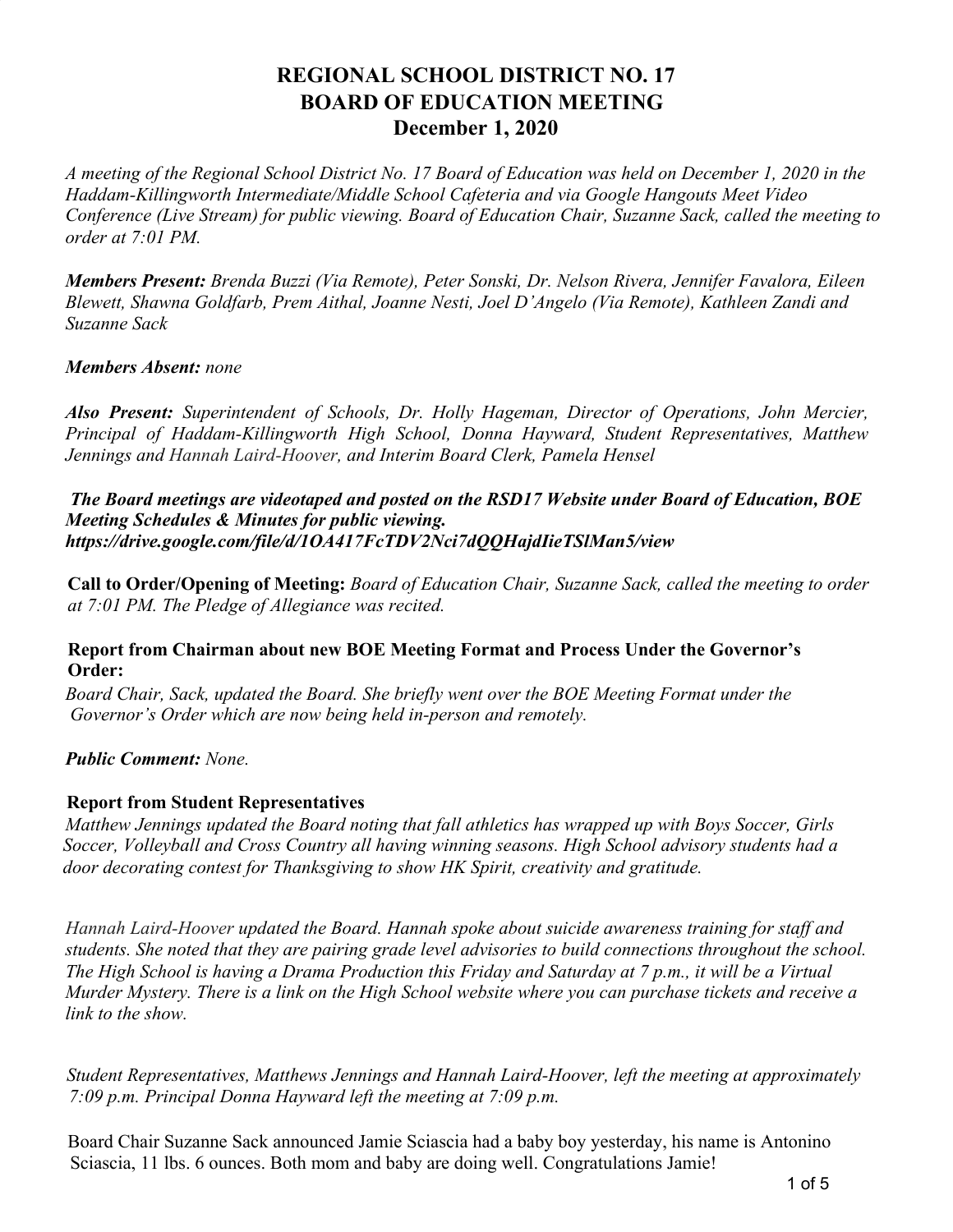# REGIONAL SCHOOL DISTRICT NO. 17
# BOARD OF EDUCATION MEETING
# December 1, 2020

*A meeting of the Regional School District No. 17 Board of Education was held on December 1, 2020 in the Haddam-Killingworth Intermediate/Middle School Cafeteria and via Google Hangouts Meet Video Conference (Live Stream) for public viewing. Board of Education Chair, Suzanne Sack, called the meeting to order at 7:01 PM.*

***Members Present:*** *Brenda Buzzi (Via Remote), Peter Sonski, Dr. Nelson Rivera, Jennifer Favalora, Eileen Blewett, Shawna Goldfarb, Prem Aithal, Joanne Nesti, Joel D'Angelo (Via Remote), Kathleen Zandi and Suzanne Sack*

***Members Absent:*** *none*

***Also Present:*** *Superintendent of Schools, Dr. Holly Hageman, Director of Operations, John Mercier, Principal of Haddam-Killingworth High School, Donna Hayward, Student Representatives, Matthew Jennings and Hannah Laird-Hoover, and Interim Board Clerk, Pamela Hensel*

***The Board meetings are videotaped and posted on the RSD17 Website under Board of Education, BOE Meeting Schedules & Minutes for public viewing.***
***https://drive.google.com/file/d/1OA417FcTDV2Nci7dQQHajdIieTSlMan5/view***

**Call to Order/Opening of Meeting:** *Board of Education Chair, Suzanne Sack, called the meeting to order at 7:01 PM. The Pledge of Allegiance was recited.*

**Report from Chairman about new BOE Meeting Format and Process Under the Governor's Order:**
*Board Chair, Sack, updated the Board. She briefly went over the BOE Meeting Format under the Governor's Order which are now being held in-person and remotely.*

***Public Comment:*** *None.*

**Report from Student Representatives**
*Matthew Jennings updated the Board noting that fall athletics has wrapped up with Boys Soccer, Girls Soccer, Volleyball and Cross Country all having winning seasons. High School advisory students had a door decorating contest for Thanksgiving to show HK Spirit, creativity and gratitude.*

*Hannah Laird-Hoover updated the Board. Hannah spoke about suicide awareness training for staff and students. She noted that they are pairing grade level advisories to build connections throughout the school. The High School is having a Drama Production this Friday and Saturday at 7 p.m., it will be a Virtual Murder Mystery. There is a link on the High School website where you can purchase tickets and receive a link to the show.*

*Student Representatives, Matthews Jennings and Hannah Laird-Hoover, left the meeting at approximately 7:09 p.m. Principal Donna Hayward left the meeting at 7:09 p.m.*

Board Chair Suzanne Sack announced Jamie Sciascia had a baby boy yesterday, his name is Antonino Sciascia, 11 lbs. 6 ounces. Both mom and baby are doing well. Congratulations Jamie!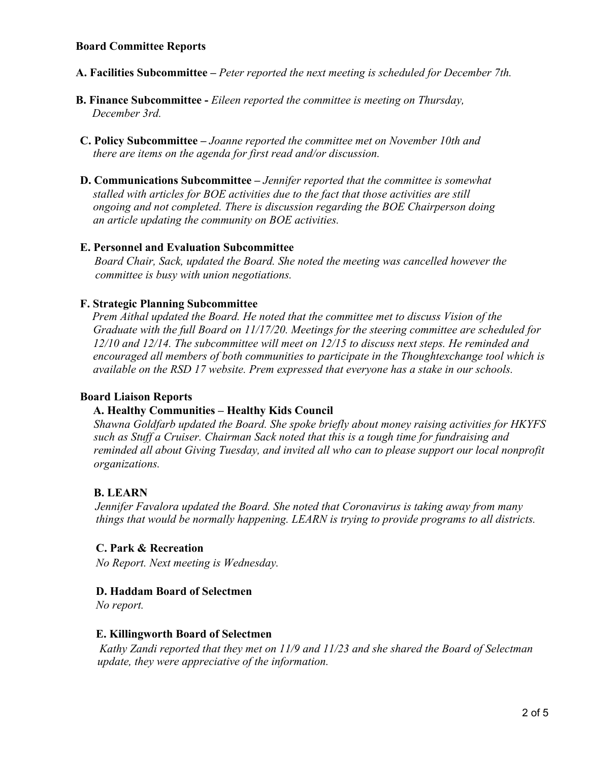**Board Committee Reports**

**A. Facilities Subcommittee –** *Peter reported the next meeting is scheduled for December 7th.*

**B. Finance Subcommittee -** *Eileen reported the committee is meeting on Thursday, December 3rd.*

**C. Policy Subcommittee –** *Joanne reported the committee met on November 10th and there are items on the agenda for first read and/or discussion.*

**D. Communications Subcommittee –** *Jennifer reported that the committee is somewhat stalled with articles for BOE activities due to the fact that those activities are still ongoing and not completed. There is discussion regarding the BOE Chairperson doing an article updating the community on BOE activities.*

**E. Personnel and Evaluation Subcommittee**

*Board Chair, Sack, updated the Board. She noted the meeting was cancelled however the committee is busy with union negotiations.*

**F. Strategic Planning Subcommittee**

*Prem Aithal updated the Board. He noted that the committee met to discuss Vision of the Graduate with the full Board on 11/17/20. Meetings for the steering committee are scheduled for 12/10 and 12/14. The subcommittee will meet on 12/15 to discuss next steps. He reminded and encouraged all members of both communities to participate in the Thoughtexchange tool which is available on the RSD 17 website. Prem expressed that everyone has a stake in our schools.*

**Board Liaison Reports**

**A. Healthy Communities – Healthy Kids Council**

*Shawna Goldfarb updated the Board. She spoke briefly about money raising activities for HKYFS such as Stuff a Cruiser. Chairman Sack noted that this is a tough time for fundraising and reminded all about Giving Tuesday, and invited all who can to please support our local nonprofit organizations.*

**B. LEARN**

*Jennifer Favalora updated the Board. She noted that Coronavirus is taking away from many things that would be normally happening. LEARN is trying to provide programs to all districts.*

**C. Park & Recreation**

*No Report. Next meeting is Wednesday.*

**D. Haddam Board of Selectmen**

*No report.*

**E. Killingworth Board of Selectmen**

*Kathy Zandi reported that they met on 11/9 and 11/23 and she shared the Board of Selectman update, they were appreciative of the information.*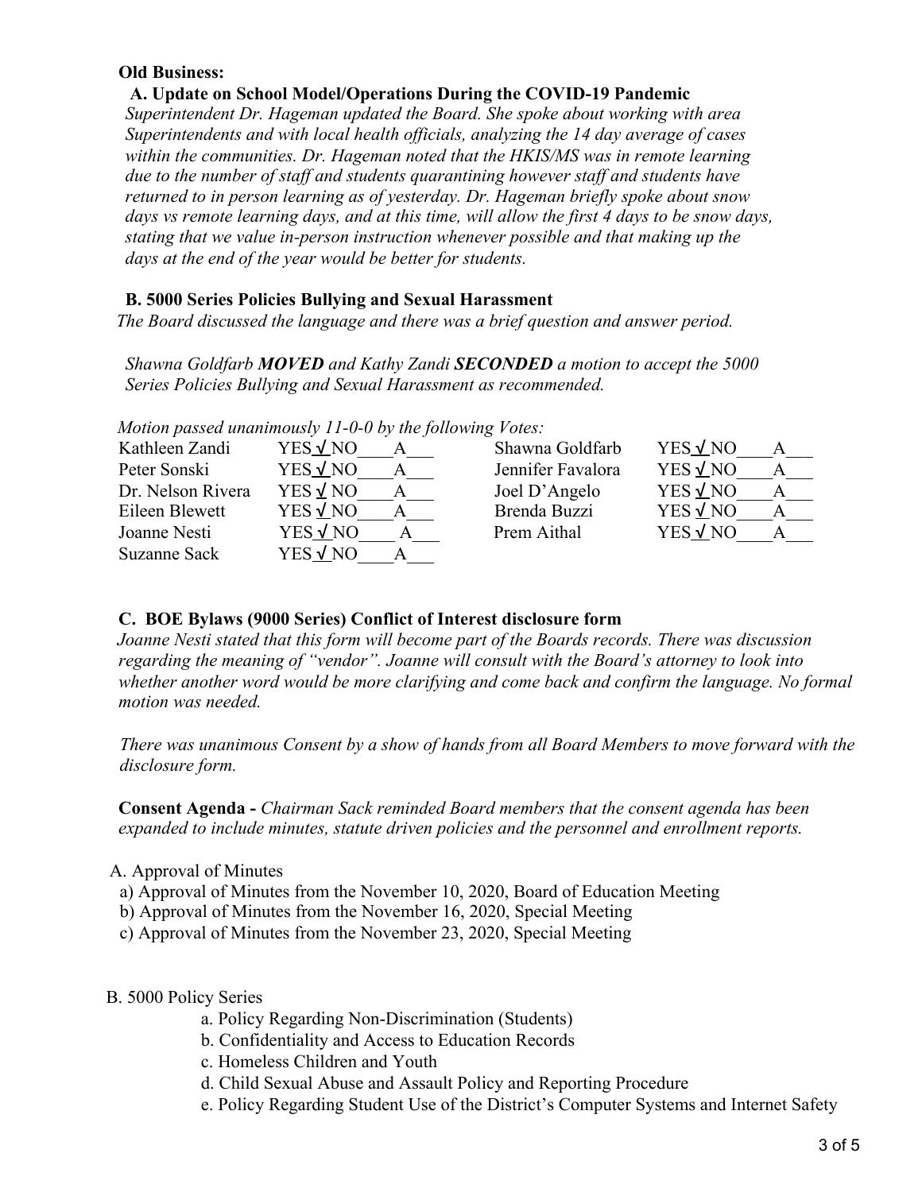**Old Business:**

**A. Update on School Model/Operations During the COVID-19 Pandemic**

*Superintendent Dr. Hageman updated the Board. She spoke about working with area Superintendents and with local health officials, analyzing the 14 day average of cases within the communities. Dr. Hageman noted that the HKIS/MS was in remote learning due to the number of staff and students quarantining however staff and students have returned to in person learning as of yesterday. Dr. Hageman briefly spoke about snow days vs remote learning days, and at this time, will allow the first 4 days to be snow days, stating that we value in-person instruction whenever possible and that making up the days at the end of the year would be better for students.*

**B. 5000 Series Policies Bullying and Sexual Harassment**

*The Board discussed the language and there was a brief question and answer period.*

*Shawna Goldfarb* ***MOVED*** *and Kathy Zandi* ***SECONDED*** *a motion to accept the 5000 Series Policies Bullying and Sexual Harassment as recommended.*

*Motion passed unanimously 11-0-0 by the following Votes:*

| | | | |
|---|---|---|---|
| Kathleen Zandi | YES √ NO\_\_\_\_A\_\_\_ | Shawna Goldfarb | YES √ NO\_\_\_\_A\_\_\_ |
| Peter Sonski | YES √ NO\_\_\_\_A\_\_\_ | Jennifer Favalora | YES √ NO\_\_\_\_A\_\_\_ |
| Dr. Nelson Rivera | YES √ NO\_\_\_\_A\_\_\_ | Joel D'Angelo | YES √ NO\_\_\_\_A\_\_\_ |
| Eileen Blewett | YES √ NO\_\_\_\_A\_\_\_ | Brenda Buzzi | YES √ NO\_\_\_\_A\_\_\_ |
| Joanne Nesti | YES √ NO\_\_\_\_A\_\_\_ | Prem Aithal | YES √ NO\_\_\_\_A\_\_\_ |
| Suzanne Sack | YES √ NO\_\_\_\_A\_\_\_ | | |

**C. BOE Bylaws (9000 Series) Conflict of Interest disclosure form**

*Joanne Nesti stated that this form will become part of the Boards records. There was discussion regarding the meaning of "vendor". Joanne will consult with the Board's attorney to look into whether another word would be more clarifying and come back and confirm the language. No formal motion was needed.*

*There was unanimous Consent by a show of hands from all Board Members to move forward with the disclosure form.*

**Consent Agenda -** *Chairman Sack reminded Board members that the consent agenda has been expanded to include minutes, statute driven policies and the personnel and enrollment reports.*

A. Approval of Minutes

a) Approval of Minutes from the November 10, 2020, Board of Education Meeting
b) Approval of Minutes from the November 16, 2020, Special Meeting
c) Approval of Minutes from the November 23, 2020, Special Meeting

B. 5000 Policy Series

a. Policy Regarding Non-Discrimination (Students)
b. Confidentiality and Access to Education Records
c. Homeless Children and Youth
d. Child Sexual Abuse and Assault Policy and Reporting Procedure
e. Policy Regarding Student Use of the District's Computer Systems and Internet Safety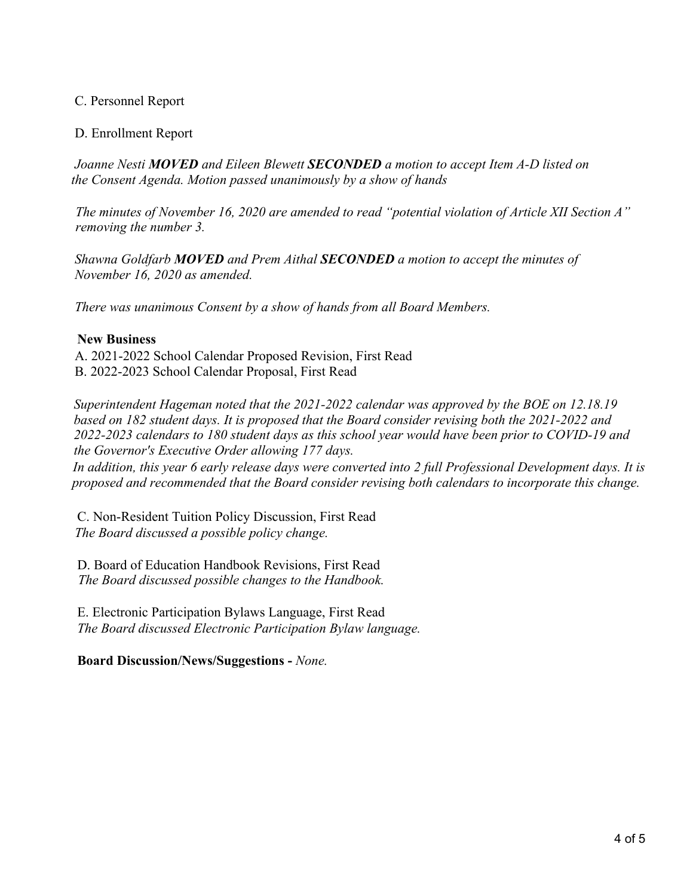C. Personnel Report

D. Enrollment Report

*Joanne Nesti **MOVED** and Eileen Blewett **SECONDED** a motion to accept Item A-D listed on the Consent Agenda. Motion passed unanimously by a show of hands*

*The minutes of November 16, 2020 are amended to read "potential violation of Article XII Section A" removing the number 3.*

*Shawna Goldfarb **MOVED** and Prem Aithal **SECONDED** a motion to accept the minutes of November 16, 2020 as amended.*

*There was unanimous Consent by a show of hands from all Board Members.*

**New Business**

A. 2021-2022 School Calendar Proposed Revision, First Read
B. 2022-2023 School Calendar Proposal, First Read

*Superintendent Hageman noted that the 2021-2022 calendar was approved by the BOE on 12.18.19 based on 182 student days. It is proposed that the Board consider revising both the 2021-2022 and 2022-2023 calendars to 180 student days as this school year would have been prior to COVID-19 and the Governor's Executive Order allowing 177 days.*
*In addition, this year 6 early release days were converted into 2 full Professional Development days. It is proposed and recommended that the Board consider revising both calendars to incorporate this change.*

C. Non-Resident Tuition Policy Discussion, First Read
*The Board discussed a possible policy change.*

D. Board of Education Handbook Revisions, First Read
*The Board discussed possible changes to the Handbook.*

E. Electronic Participation Bylaws Language, First Read
*The Board discussed Electronic Participation Bylaw language.*

**Board Discussion/News/Suggestions -** *None.*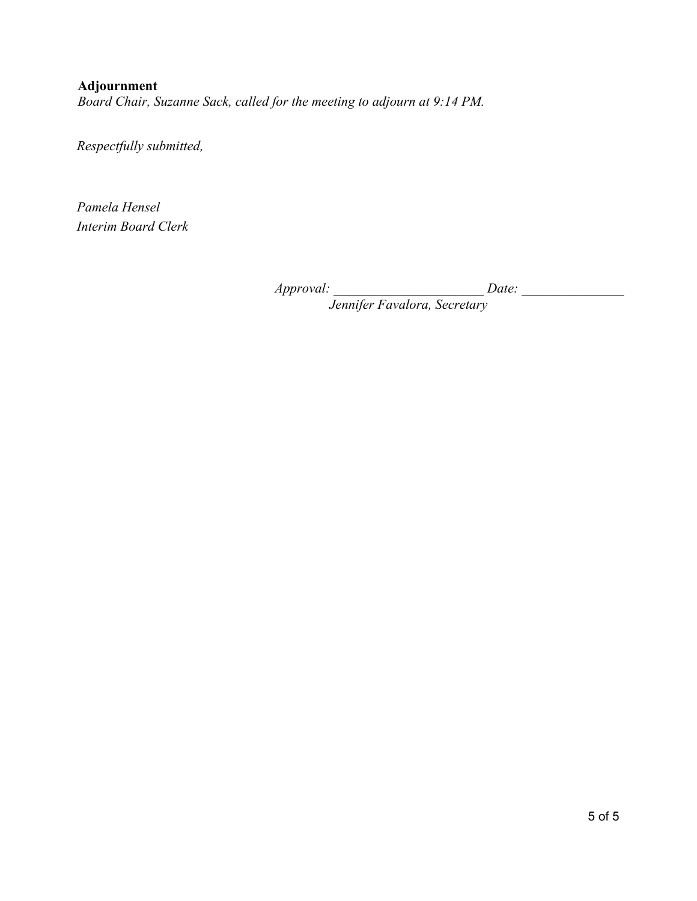**Adjournment**

*Board Chair, Suzanne Sack, called for the meeting to adjourn at 9:14 PM.*

*Respectfully submitted,*

*Pamela Hensel*
*Interim Board Clerk*

*Approval:* ______________________ *Date:* _______________
*Jennifer Favalora, Secretary*